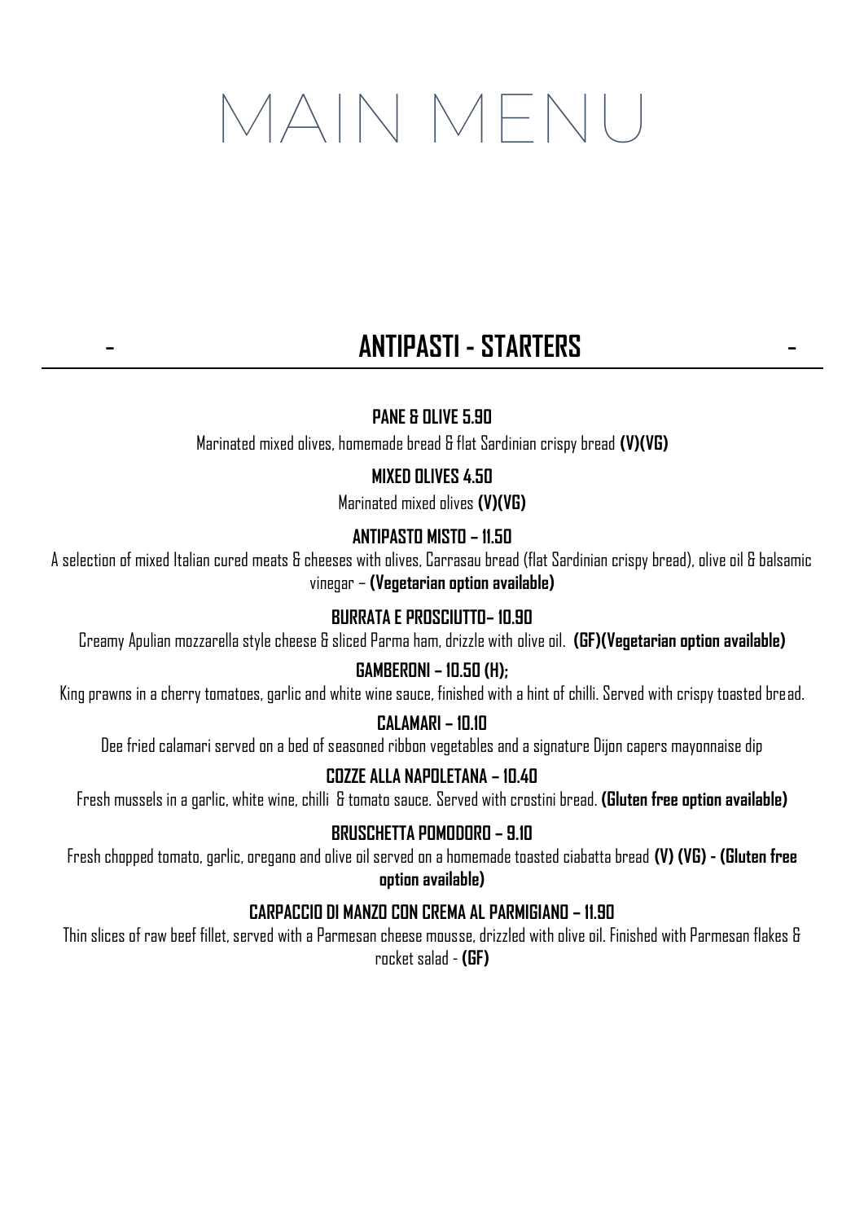# MAIN MENU

## - ANTIPASTI - STARTERS -

### PANE & OLIVE 5.90

Marinated mixed olives, homemade bread & flat Sardinian crispy bread **(V)(VG)**

### MIXED OLIVES 4.50

Marinated mixed olives **(V)(VG)**

### ANTIPASTO MISTO – 11.50

A selection of mixed Italian cured meats & cheeses with olives, Carrasau bread (flat Sardinian crispy bread), olive oil & balsamic vinegar – **(Vegetarian option available)**

### BURRATA E PROSCIUTTO– 10.90

Creamy Apulian mozzarella style cheese & sliced Parma ham, drizzle with olive oil. **(GF)(Vegetarian option available)**

### GAMBERONI – 10.50 (H);

King prawns in a cherry tomatoes, garlic and white wine sauce, finished with a hint of chilli. Served with crispy toasted bread.

### CALAMARI – 10.10

Dee fried calamari served on a bed of seasoned ribbon vegetables and a signature Dijon capers mayonnaise dip

### COZZE ALLA NAPOLETANA – 10.40

Fresh mussels in a garlic, white wine, chilli & tomato sauce. Served with crostini bread. **(Gluten free option available)**

### BRUSCHETTA POMODORO – 9.10

Fresh chopped tomato, garlic, oregano and olive oil served on a homemade toasted ciabatta bread **(V) (VG) - (Gluten free option available)**

### CARPACCIO DI MANZO CON CREMA AL PARMIGIANO – 11.90

Thin slices of raw beef fillet, served with a Parmesan cheese mousse, drizzled with olive oil. Finished with Parmesan flakes & rocket salad - **(GF)**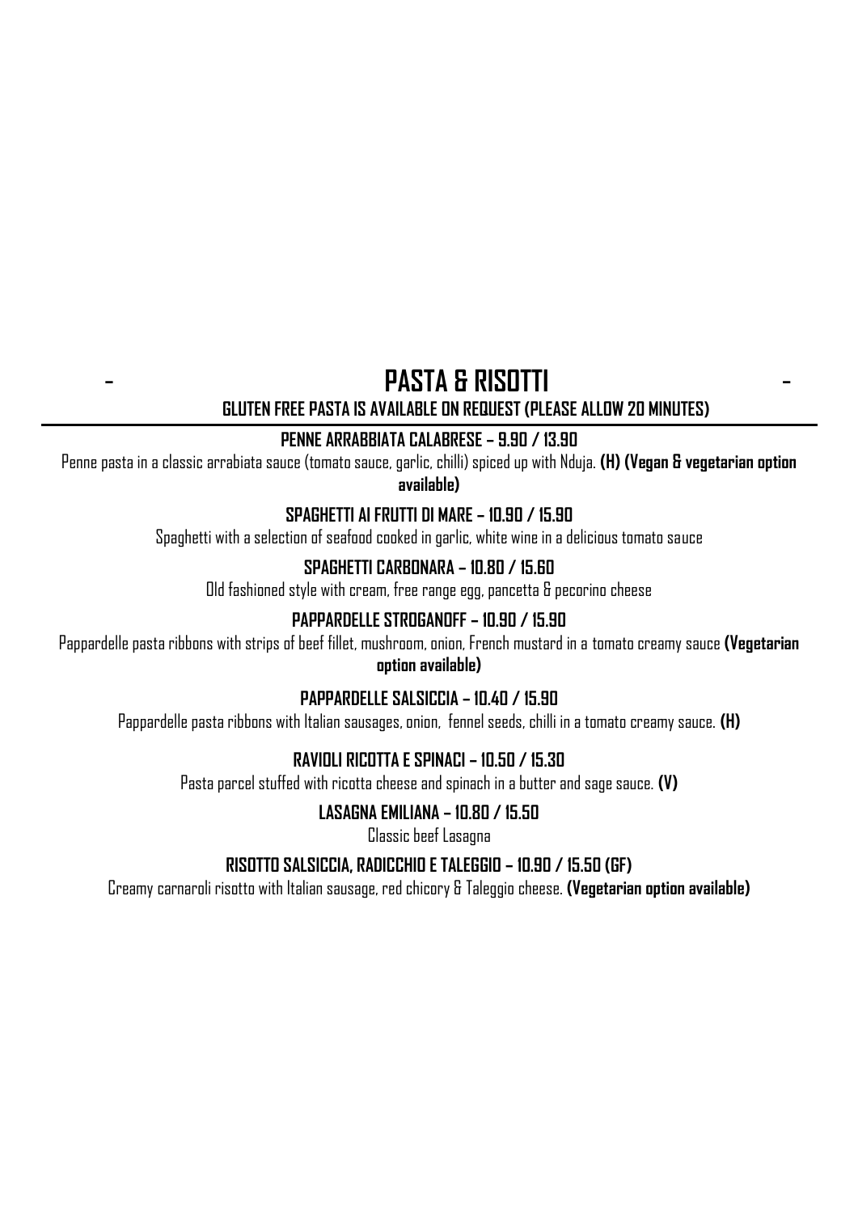## - PASTA & RISOTTI -

**GLUTEN FREE PASTA IS AVAILABLE ON REQUEST (PLEASE ALLOW 20 MINUTES)**

---

**PENNE ARRABBIATA CALABRESE – 9.90 / 13.90**

Penne pasta in a classic arrabiata sauce (tomato sauce, garlic, chilli) spiced up with Nduja. **(H) (Vegan & vegetarian option available)**

**SPAGHETTI AI FRUTTI DI MARE – 10.90 / 15.90**

Spaghetti with a selection of seafood cooked in garlic, white wine in a delicious tomato sauce

**SPAGHETTI CARBONARA – 10.80 / 15.60**

Old fashioned style with cream, free range egg, pancetta & pecorino cheese

**PAPPARDELLE STROGANOFF – 10.90 / 15.90**

Pappardelle pasta ribbons with strips of beef fillet, mushroom, onion, French mustard in a tomato creamy sauce **(Vegetarian option available)**

**PAPPARDELLE SALSICCIA – 10.40 / 15.90**

Pappardelle pasta ribbons with Italian sausages, onion, fennel seeds, chilli in a tomato creamy sauce. **(H)**

**RAVIOLI RICOTTA E SPINACI – 10.50 / 15.30**

Pasta parcel stuffed with ricotta cheese and spinach in a butter and sage sauce. **(V)**

**LASAGNA EMILIANA – 10.80 / 15.50**

Classic beef Lasagna

**RISOTTO SALSICCIA, RADICCHIO E TALEGGIO – 10.90 / 15.50 (GF)**

Creamy carnaroli risotto with Italian sausage, red chicory & Taleggio cheese. **(Vegetarian option available)**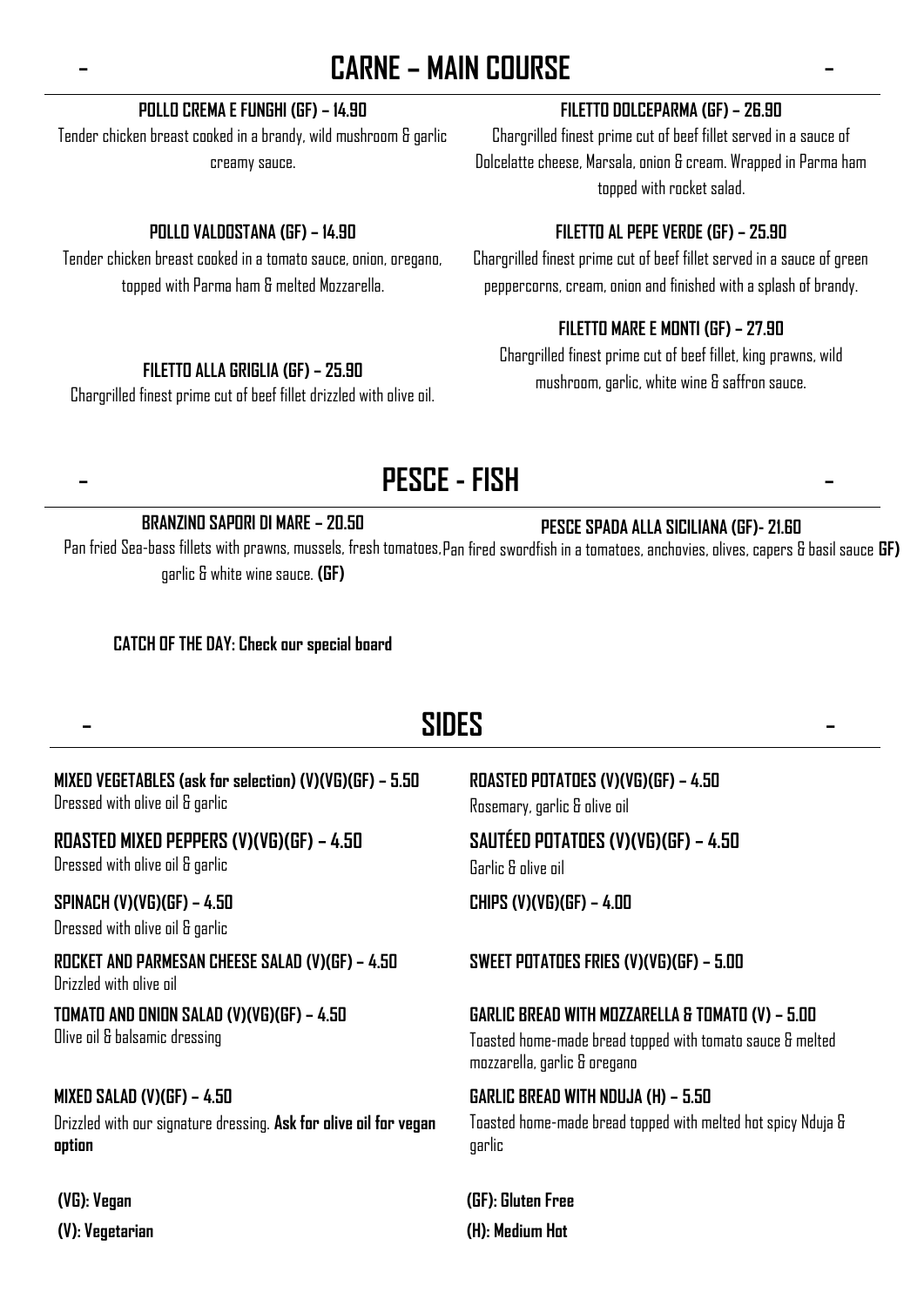# CARNE – MAIN COURSE

**POLLO CREMA E FUNGHI (GF) – 14.90**

Tender chicken breast cooked in a brandy, wild mushroom & garlic creamy sauce.

**POLLO VALDOSTANA (GF) – 14.90**

Tender chicken breast cooked in a tomato sauce, onion, oregano, topped with Parma ham & melted Mozzarella.

**FILETTO ALLA GRIGLIA (GF) – 25.90**

Chargrilled finest prime cut of beef fillet drizzled with olive oil.

**FILETTO DOLCEPARMA (GF) – 26.90**

Chargrilled finest prime cut of beef fillet served in a sauce of Dolcelatte cheese, Marsala, onion & cream. Wrapped in Parma ham topped with rocket salad.

**FILETTO AL PEPE VERDE (GF) – 25.90**

Chargrilled finest prime cut of beef fillet served in a sauce of green peppercorns, cream, onion and finished with a splash of brandy.

**FILETTO MARE E MONTI (GF) – 27.90**

Chargrilled finest prime cut of beef fillet, king prawns, wild mushroom, garlic, white wine & saffron sauce.

# PESCE - FISH

**BRANZINO SAPORI DI MARE – 20.50**

Pan fried Sea-bass fillets with prawns, mussels, fresh tomatoes, garlic & white wine sauce. **(GF)**

**PESCE SPADA ALLA SICILIANA (GF)- 21.60**

Pan fired swordfish in a tomatoes, anchovies, olives, capers & basil sauce **GF)**

**CATCH OF THE DAY: Check our special board**

# SIDES

**MIXED VEGETABLES (ask for selection) (V)(VG)(GF) – 5.50**
Dressed with olive oil & garlic

**ROASTED MIXED PEPPERS (V)(VG)(GF) – 4.50**
Dressed with olive oil & garlic

**SPINACH (V)(VG)(GF) – 4.50**
Dressed with olive oil & garlic

**ROCKET AND PARMESAN CHEESE SALAD (V)(GF) – 4.50**
Drizzled with olive oil

**TOMATO AND ONION SALAD (V)(VG)(GF) – 4.50**
Olive oil & balsamic dressing

**MIXED SALAD (V)(GF) – 4.50**
Drizzled with our signature dressing. **Ask for olive oil for vegan option**

**ROASTED POTATOES (V)(VG)(GF) – 4.50**
Rosemary, garlic & olive oil

**SAUTÉED POTATOES (V)(VG)(GF) – 4.50**
Garlic & olive oil

**CHIPS (V)(VG)(GF) – 4.00**

**SWEET POTATOES FRIES (V)(VG)(GF) – 5.00**

**GARLIC BREAD WITH MOZZARELLA & TOMATO (V) – 5.00**
Toasted home-made bread topped with tomato sauce & melted mozzarella, garlic & oregano

**GARLIC BREAD WITH NDUJA (H) – 5.50**
Toasted home-made bread topped with melted hot spicy Nduja & garlic

**(VG): Vegan**
**(V): Vegetarian**
**(GF): Gluten Free**
**(H): Medium Hot**